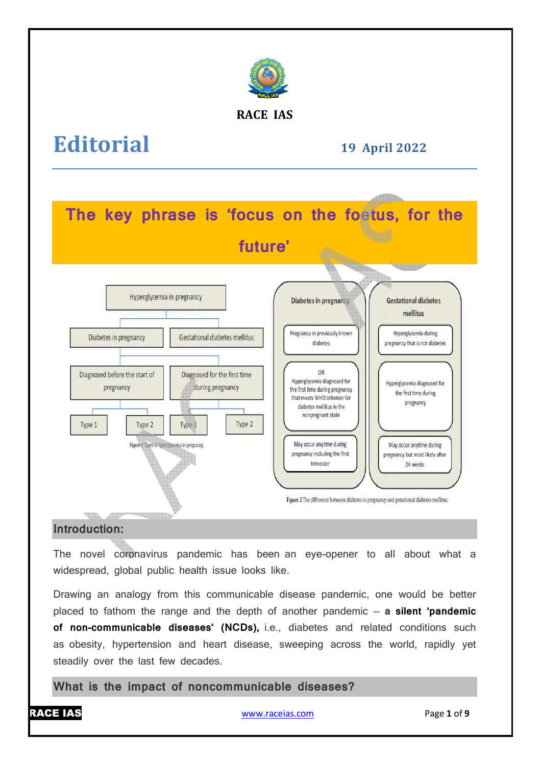RACE IAS

# Editorial

19 April 2022

## The key phrase is 'focus on the foetus, for the future'

Hyperglycemia in pregnancy

- Diabetes in pregnancy
  - Diagnosed before the start of pregnancy
    - Type 1
    - Type 2
- Gestational diabetes mellitus
  - Diagnosed for the first time during pregnancy
    - Type 1
    - Type 2

Figure 1 Types of hyperglycemia in pregnancy.

| Diabetes in pregnancy | Gestational diabetes mellitus |
|---|---|
| Pregnancy in previously known diabetes | Hyperglycemia during pregnancy that is not diabetes |
| OR Hyperglycemia diagnosed for the first time during pregnancy that meets WHO criterion for diabetes mellitus in the nonpregnant state | Hyperglycemia diagnosed for the first time during pregnancy |
| May occur anytime during pregnancy including the first trimester | May occur anytime during pregnancy but most likely after 24 weeks |

Figure 2 The difference between diabetes in pregnancy and gestational diabetes mellitus.

### Introduction:

The novel coronavirus pandemic has been an eye-opener to all about what a widespread, global public health issue looks like.

Drawing an analogy from this communicable disease pandemic, one would be better placed to fathom the range and the depth of another pandemic – **a silent 'pandemic of non-communicable diseases' (NCDs),** i.e., diabetes and related conditions such as obesity, hypertension and heart disease, sweeping across the world, rapidly yet steadily over the last few decades.

### What is the impact of noncommunicable diseases?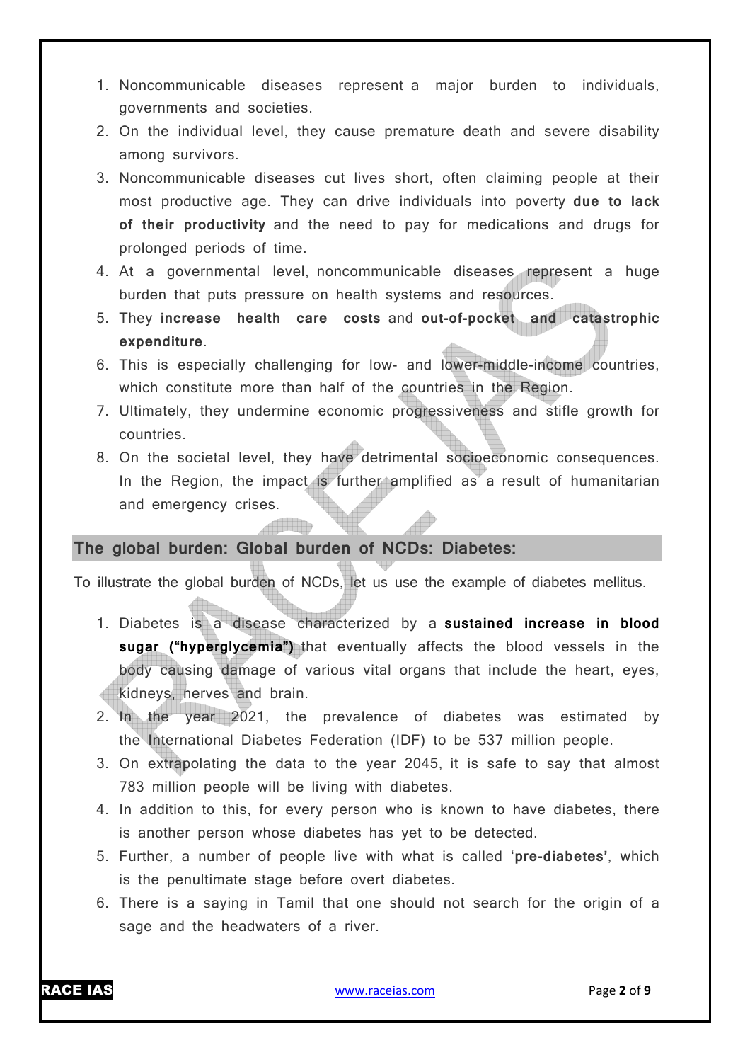1. Noncommunicable diseases represent a major burden to individuals, governments and societies.
2. On the individual level, they cause premature death and severe disability among survivors.
3. Noncommunicable diseases cut lives short, often claiming people at their most productive age. They can drive individuals into poverty **due to lack of their productivity** and the need to pay for medications and drugs for prolonged periods of time.
4. At a governmental level, noncommunicable diseases represent a huge burden that puts pressure on health systems and resources.
5. They **increase health care costs** and **out-of-pocket and catastrophic expenditure**.
6. This is especially challenging for low- and lower-middle-income countries, which constitute more than half of the countries in the Region.
7. Ultimately, they undermine economic progressiveness and stifle growth for countries.
8. On the societal level, they have detrimental socioeconomic consequences. In the Region, the impact is further amplified as a result of humanitarian and emergency crises.

## The global burden: Global burden of NCDs: Diabetes:

To illustrate the global burden of NCDs, let us use the example of diabetes mellitus.

1. Diabetes is a disease characterized by a **sustained increase in blood sugar ("hyperglycemia")** that eventually affects the blood vessels in the body causing damage of various vital organs that include the heart, eyes, kidneys, nerves and brain.
2. In the year 2021, the prevalence of diabetes was estimated by the International Diabetes Federation (IDF) to be 537 million people.
3. On extrapolating the data to the year 2045, it is safe to say that almost 783 million people will be living with diabetes.
4. In addition to this, for every person who is known to have diabetes, there is another person whose diabetes has yet to be detected.
5. Further, a number of people live with what is called '**pre-diabetes'**, which is the penultimate stage before overt diabetes.
6. There is a saying in Tamil that one should not search for the origin of a sage and the headwaters of a river.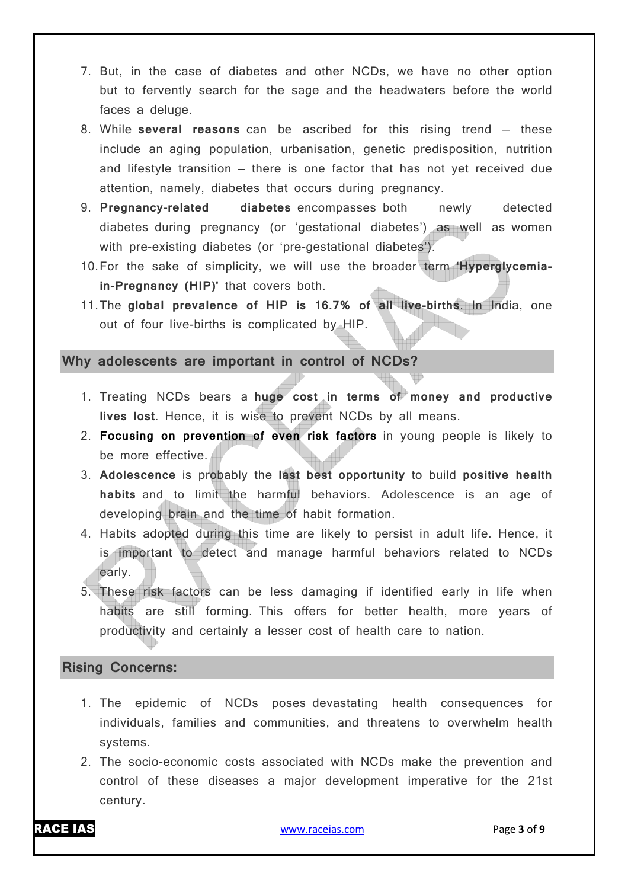7. But, in the case of diabetes and other NCDs, we have no other option but to fervently search for the sage and the headwaters before the world faces a deluge.
8. While **several reasons** can be ascribed for this rising trend – these include an aging population, urbanisation, genetic predisposition, nutrition and lifestyle transition – there is one factor that has not yet received due attention, namely, diabetes that occurs during pregnancy.
9. **Pregnancy-related diabetes** encompasses both newly detected diabetes during pregnancy (or 'gestational diabetes') as well as women with pre-existing diabetes (or 'pre-gestational diabetes').
10. For the sake of simplicity, we will use the broader term **'Hyperglycemia-in-Pregnancy (HIP)'** that covers both.
11. The **global prevalence of HIP is 16.7% of all live-births**. In India, one out of four live-births is complicated by HIP.

## Why adolescents are important in control of NCDs?

1. Treating NCDs bears a **huge cost in terms of money and productive lives lost**. Hence, it is wise to prevent NCDs by all means.
2. **Focusing on prevention of even risk factors** in young people is likely to be more effective.
3. **Adolescence** is probably the **last best opportunity** to build **positive health habits** and to limit the harmful behaviors. Adolescence is an age of developing brain and the time of habit formation.
4. Habits adopted during this time are likely to persist in adult life. Hence, it is important to detect and manage harmful behaviors related to NCDs early.
5. These risk factors can be less damaging if identified early in life when habits are still forming. This offers for better health, more years of productivity and certainly a lesser cost of health care to nation.

## Rising Concerns:

1. The epidemic of NCDs poses devastating health consequences for individuals, families and communities, and threatens to overwhelm health systems.
2. The socio-economic costs associated with NCDs make the prevention and control of these diseases a major development imperative for the 21st century.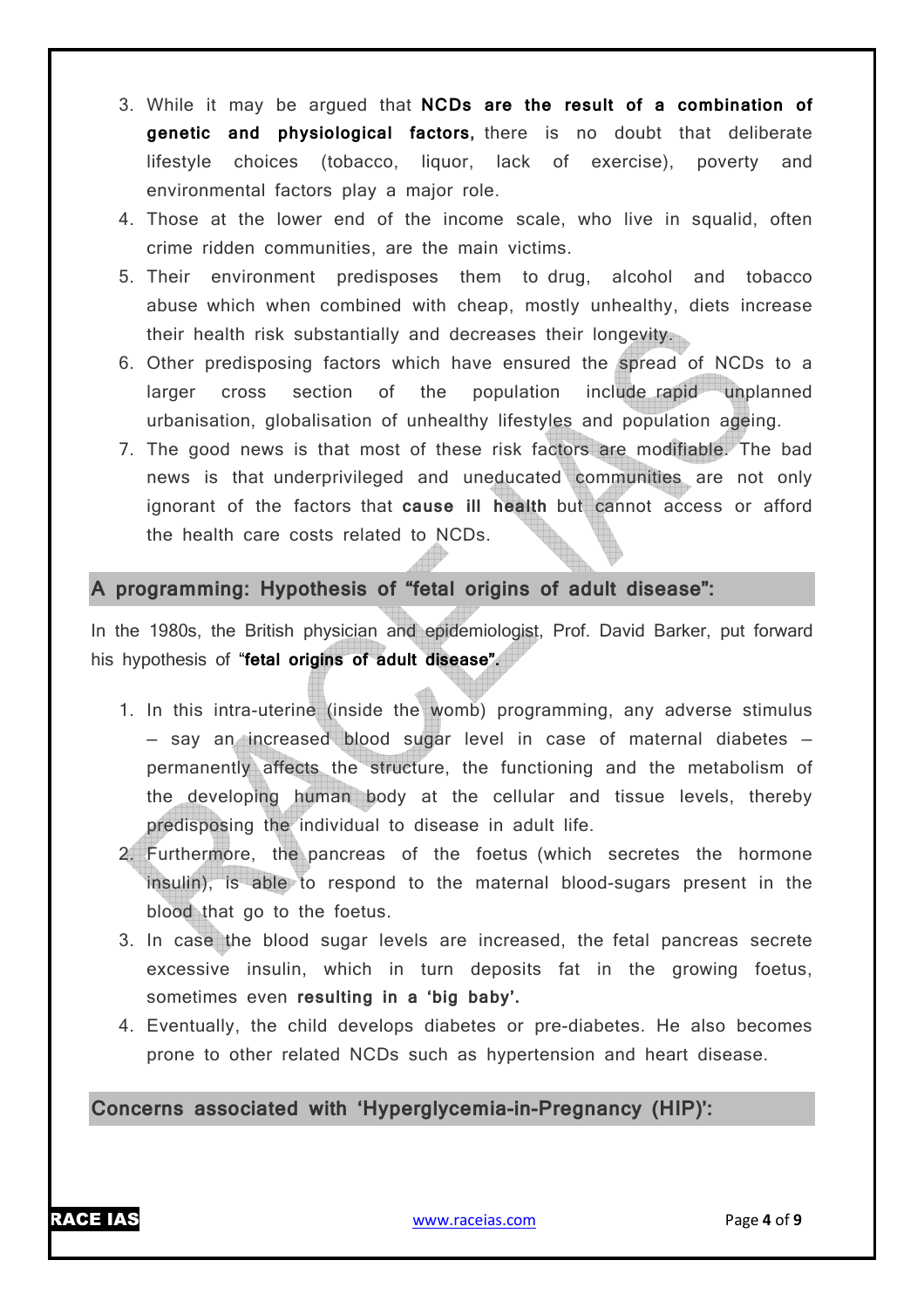3. While it may be argued that **NCDs are the result of a combination of genetic and physiological factors,** there is no doubt that deliberate lifestyle choices (tobacco, liquor, lack of exercise), poverty and environmental factors play a major role.
4. Those at the lower end of the income scale, who live in squalid, often crime ridden communities, are the main victims.
5. Their environment predisposes them to drug, alcohol and tobacco abuse which when combined with cheap, mostly unhealthy, diets increase their health risk substantially and decreases their longevity.
6. Other predisposing factors which have ensured the spread of NCDs to a larger cross section of the population include rapid unplanned urbanisation, globalisation of unhealthy lifestyles and population ageing.
7. The good news is that most of these risk factors are modifiable. The bad news is that underprivileged and uneducated communities are not only ignorant of the factors that **cause ill health** but cannot access or afford the health care costs related to NCDs.

## A programming: Hypothesis of "fetal origins of adult disease":

In the 1980s, the British physician and epidemiologist, Prof. David Barker, put forward his hypothesis of "**fetal origins of adult disease".**

1. In this intra-uterine (inside the womb) programming, any adverse stimulus – say an increased blood sugar level in case of maternal diabetes – permanently affects the structure, the functioning and the metabolism of the developing human body at the cellular and tissue levels, thereby predisposing the individual to disease in adult life.
2. Furthermore, the pancreas of the foetus (which secretes the hormone insulin), is able to respond to the maternal blood-sugars present in the blood that go to the foetus.
3. In case the blood sugar levels are increased, the fetal pancreas secrete excessive insulin, which in turn deposits fat in the growing foetus, sometimes even **resulting in a 'big baby'.**
4. Eventually, the child develops diabetes or pre-diabetes. He also becomes prone to other related NCDs such as hypertension and heart disease.

## Concerns associated with 'Hyperglycemia-in-Pregnancy (HIP)':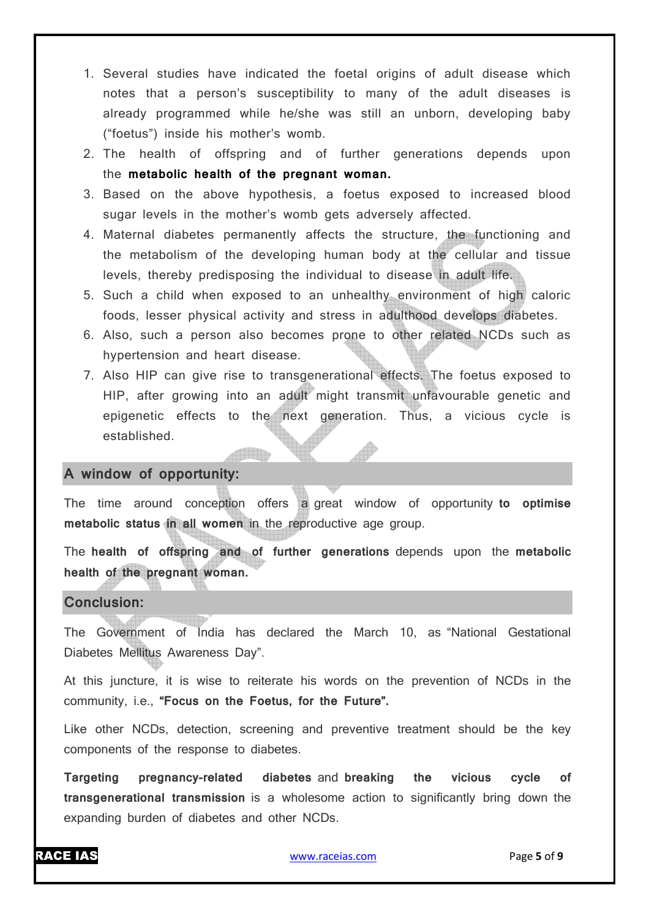1. Several studies have indicated the foetal origins of adult disease which notes that a person's susceptibility to many of the adult diseases is already programmed while he/she was still an unborn, developing baby ("foetus") inside his mother's womb.
2. The health of offspring and of further generations depends upon the **metabolic health of the pregnant woman.**
3. Based on the above hypothesis, a foetus exposed to increased blood sugar levels in the mother's womb gets adversely affected.
4. Maternal diabetes permanently affects the structure, the functioning and the metabolism of the developing human body at the cellular and tissue levels, thereby predisposing the individual to disease in adult life.
5. Such a child when exposed to an unhealthy environment of high caloric foods, lesser physical activity and stress in adulthood develops diabetes.
6. Also, such a person also becomes prone to other related NCDs such as hypertension and heart disease.
7. Also HIP can give rise to transgenerational effects. The foetus exposed to HIP, after growing into an adult might transmit unfavourable genetic and epigenetic effects to the next generation. Thus, a vicious cycle is established.

## A window of opportunity:

The time around conception offers a great window of opportunity **to optimise metabolic status in all women** in the reproductive age group.

The **health of offspring and of further generations** depends upon the **metabolic health of the pregnant woman.**

## Conclusion:

The Government of India has declared the March 10, as "National Gestational Diabetes Mellitus Awareness Day".

At this juncture, it is wise to reiterate his words on the prevention of NCDs in the community, i.e., **"Focus on the Foetus, for the Future".**

Like other NCDs, detection, screening and preventive treatment should be the key components of the response to diabetes.

**Targeting pregnancy-related diabetes** and **breaking the vicious cycle of transgenerational transmission** is a wholesome action to significantly bring down the expanding burden of diabetes and other NCDs.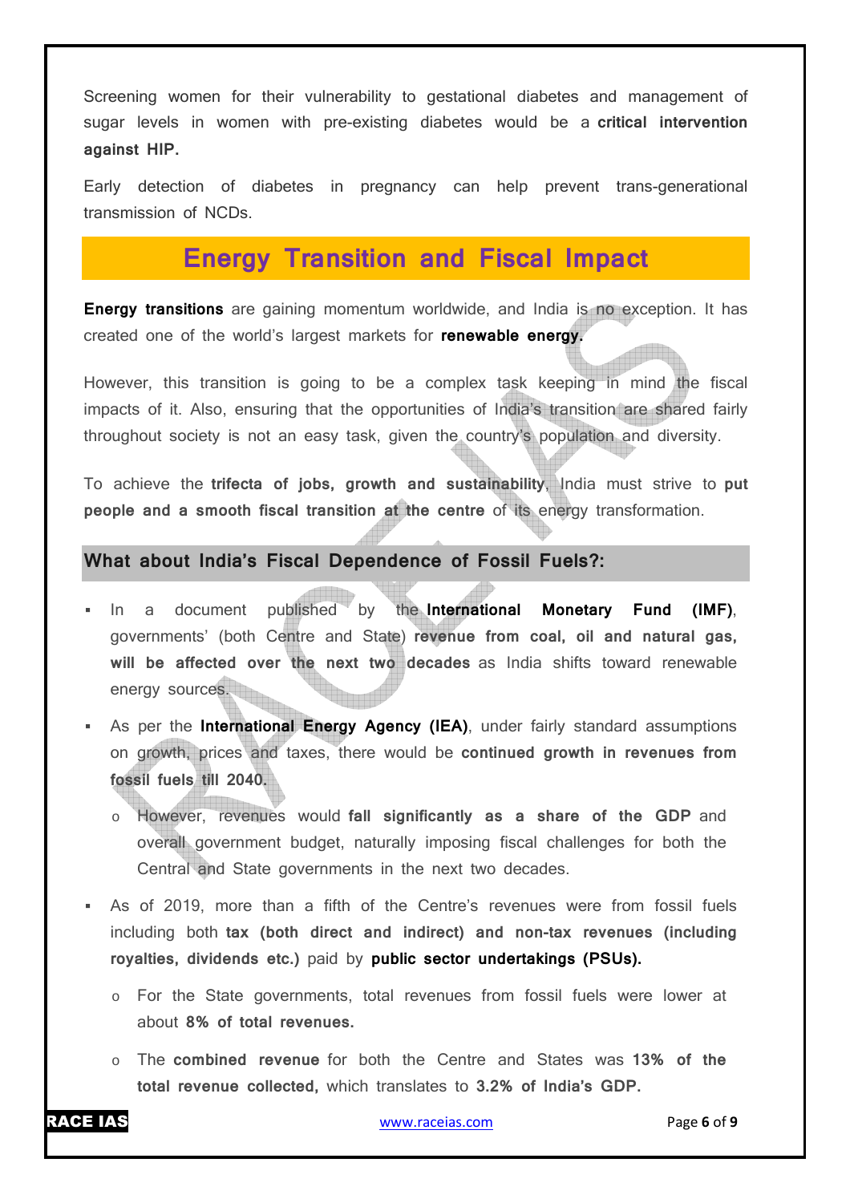Screening women for their vulnerability to gestational diabetes and management of sugar levels in women with pre-existing diabetes would be a **critical intervention against HIP.**

Early detection of diabetes in pregnancy can help prevent trans-generational transmission of NCDs.

## Energy Transition and Fiscal Impact

**Energy transitions** are gaining momentum worldwide, and India is no exception. It has created one of the world's largest markets for **renewable energy.**

However, this transition is going to be a complex task keeping in mind the fiscal impacts of it. Also, ensuring that the opportunities of India's transition are shared fairly throughout society is not an easy task, given the country's population and diversity.

To achieve the **trifecta of jobs, growth and sustainability**, India must strive to **put people and a smooth fiscal transition at the centre** of its energy transformation.

### What about India's Fiscal Dependence of Fossil Fuels?:

- In a document published by the **International Monetary Fund (IMF)**, governments' (both Centre and State) **revenue from coal, oil and natural gas, will be affected over the next two decades** as India shifts toward renewable energy sources.
- As per the **International Energy Agency (IEA)**, under fairly standard assumptions on growth, prices and taxes, there would be **continued growth in revenues from fossil fuels till 2040.**
  - However, revenues would **fall significantly as a share of the GDP** and overall government budget, naturally imposing fiscal challenges for both the Central and State governments in the next two decades.
- As of 2019, more than a fifth of the Centre's revenues were from fossil fuels including both **tax (both direct and indirect) and non-tax revenues (including royalties, dividends etc.)** paid by **public sector undertakings (PSUs).**
  - For the State governments, total revenues from fossil fuels were lower at about **8% of total revenues.**
  - The **combined revenue** for both the Centre and States was **13% of the total revenue collected,** which translates to **3.2% of India's GDP.**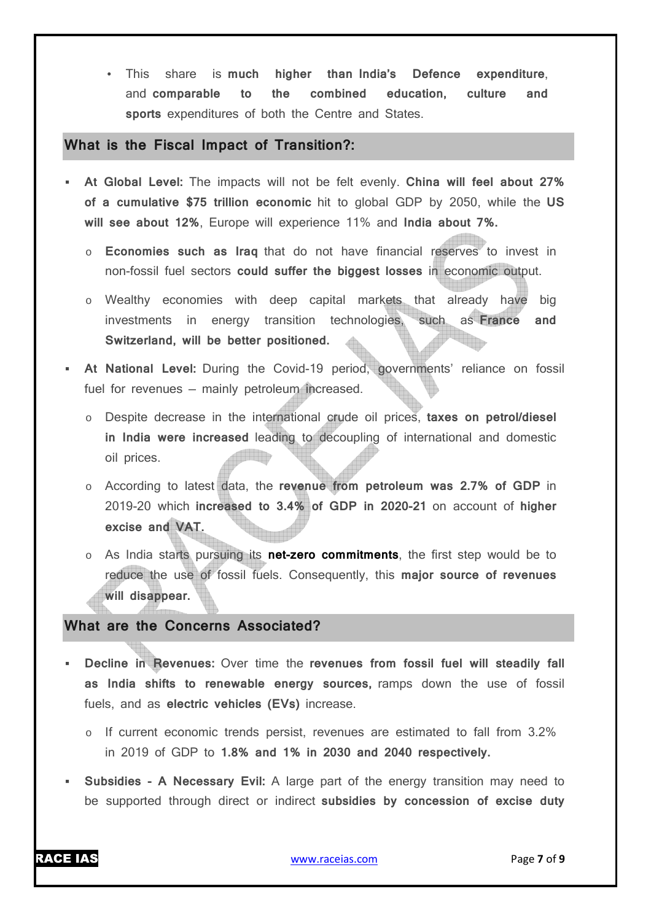- This share is **much higher than India's Defence expenditure**, and **comparable to the combined education, culture and sports** expenditures of both the Centre and States.

## What is the Fiscal Impact of Transition?:

- **At Global Level:** The impacts will not be felt evenly. **China will feel about 27% of a cumulative $75 trillion economic** hit to global GDP by 2050, while the **US will see about 12%**, Europe will experience 11% and **India about 7%.**
  - **Economies such as Iraq** that do not have financial reserves to invest in non-fossil fuel sectors **could suffer the biggest losses** in economic output.
  - Wealthy economies with deep capital markets that already have big investments in energy transition technologies, such as **France and Switzerland, will be better positioned.**
- **At National Level:** During the Covid-19 period, governments' reliance on fossil fuel for revenues – mainly petroleum increased.
  - Despite decrease in the international crude oil prices, **taxes on petrol/diesel in India were increased** leading to decoupling of international and domestic oil prices.
  - According to latest data, the **revenue from petroleum was 2.7% of GDP** in 2019-20 which **increased to 3.4% of GDP in 2020-21** on account of **higher excise and VAT.**
  - As India starts pursuing its **net-zero commitments**, the first step would be to reduce the use of fossil fuels. Consequently, this **major source of revenues will disappear.**

## What are the Concerns Associated?

- **Decline in Revenues:** Over time the **revenues from fossil fuel will steadily fall as India shifts to renewable energy sources,** ramps down the use of fossil fuels, and as **electric vehicles (EVs)** increase.
  - If current economic trends persist, revenues are estimated to fall from 3.2% in 2019 of GDP to **1.8% and 1% in 2030 and 2040 respectively.**
- **Subsidies - A Necessary Evil:** A large part of the energy transition may need to be supported through direct or indirect **subsidies by concession of excise duty**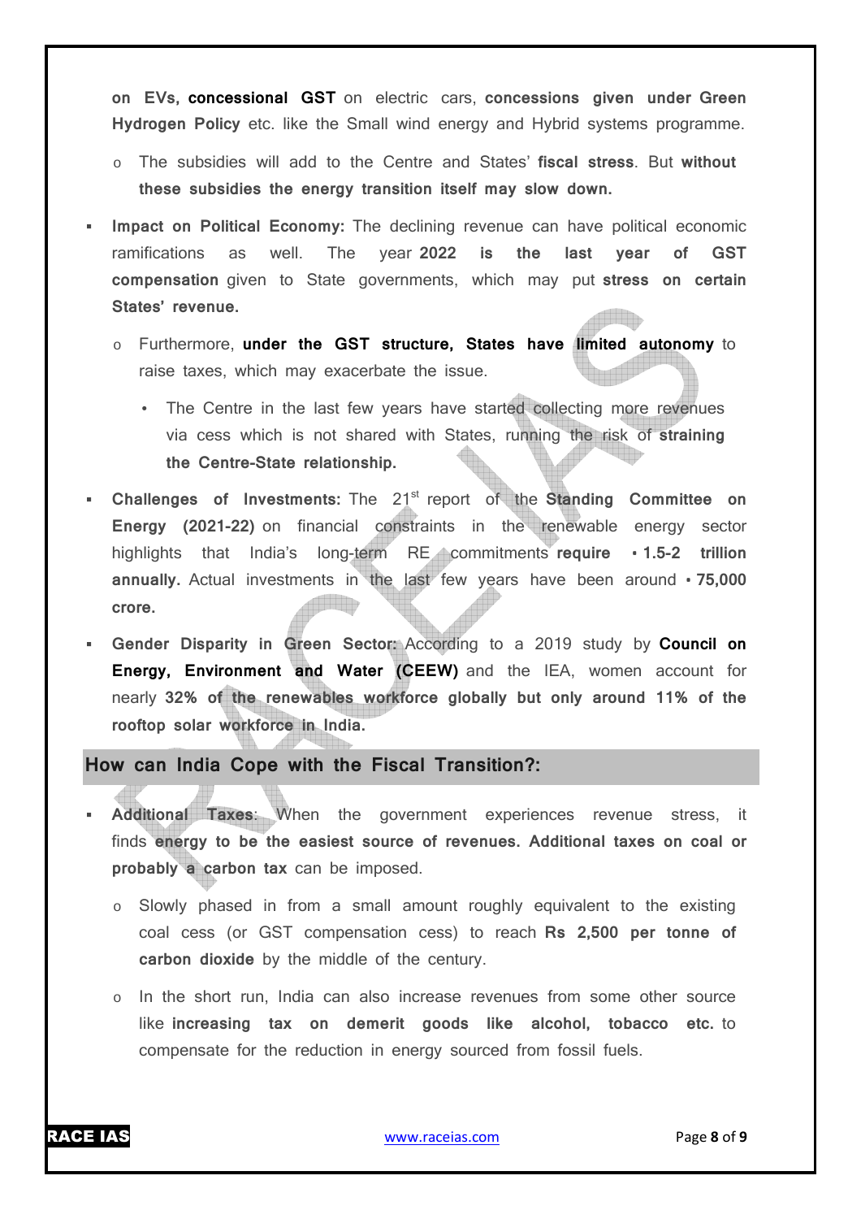on **EVs, concessional GST** on electric cars, **concessions given under Green Hydrogen Policy** etc. like the Small wind energy and Hybrid systems programme.

- The subsidies will add to the Centre and States' **fiscal stress**. But **without these subsidies the energy transition itself may slow down.**

- **Impact on Political Economy:** The declining revenue can have political economic ramifications as well. The year **2022 is the last year of GST compensation** given to State governments, which may put **stress on certain States' revenue.**
  - Furthermore, **under the GST structure, States have limited autonomy** to raise taxes, which may exacerbate the issue.
    - The Centre in the last few years have started collecting more revenues via cess which is not shared with States, running the risk of **straining the Centre-State relationship.**
- **Challenges of Investments:** The 21st report of the **Standing Committee on Energy (2021-22)** on financial constraints in the renewable energy sector highlights that India's long-term RE commitments **require ₹ 1.5-2 trillion annually.** Actual investments in the last few years have been around **₹ 75,000 crore.**
- **Gender Disparity in Green Sector:** According to a 2019 study by **Council on Energy, Environment and Water (CEEW)** and the IEA, women account for nearly **32% of the renewables workforce globally but only around 11% of the rooftop solar workforce in India.**

## How can India Cope with the Fiscal Transition?:

- **Additional Taxes**: When the government experiences revenue stress, it finds **energy to be the easiest source of revenues. Additional taxes on coal or probably a carbon tax** can be imposed.
  - Slowly phased in from a small amount roughly equivalent to the existing coal cess (or GST compensation cess) to reach **Rs 2,500 per tonne of carbon dioxide** by the middle of the century.
  - In the short run, India can also increase revenues from some other source like **increasing tax on demerit goods like alcohol, tobacco etc.** to compensate for the reduction in energy sourced from fossil fuels.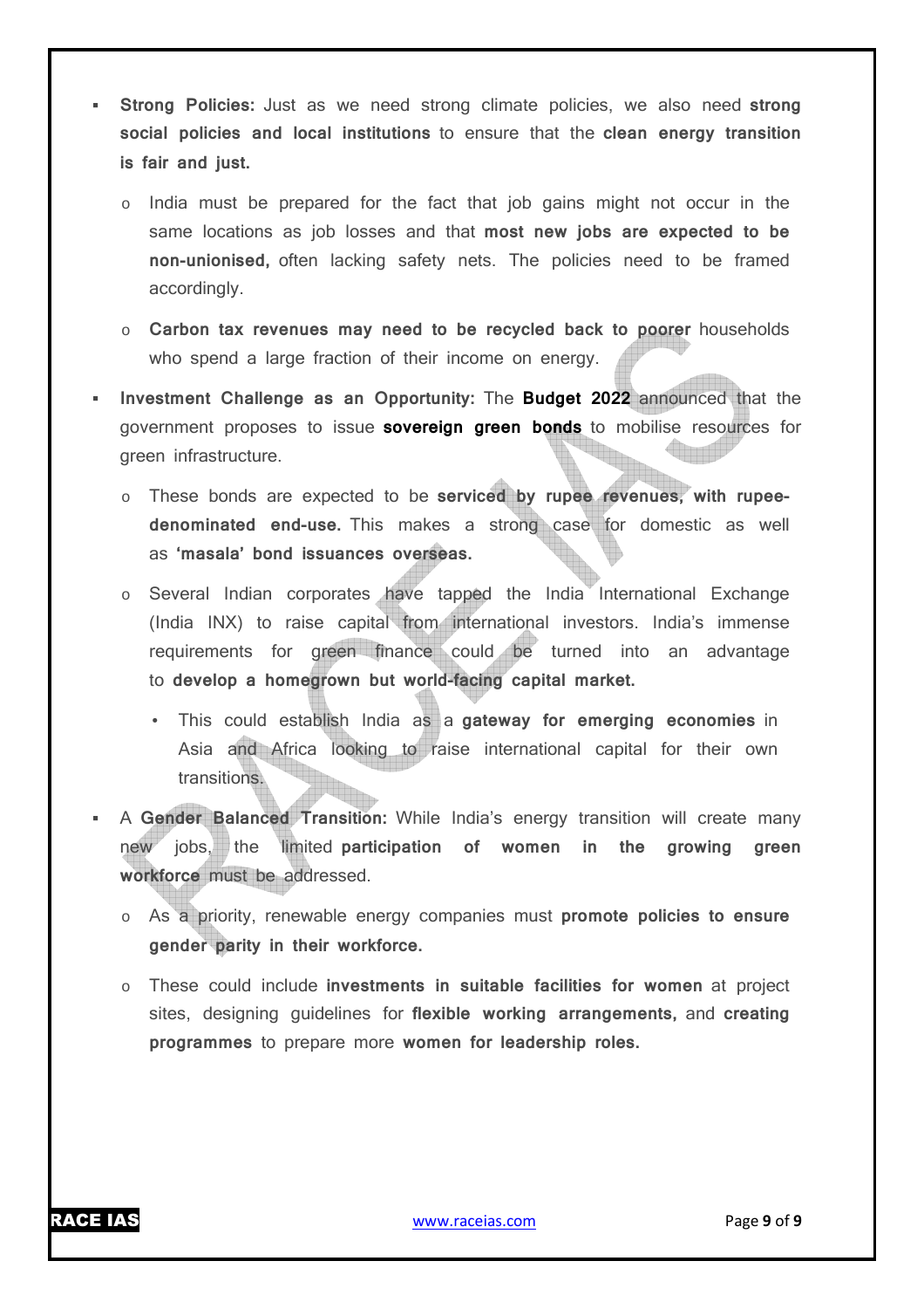- **Strong Policies:** Just as we need strong climate policies, we also need **strong social policies and local institutions** to ensure that the **clean energy transition is fair and just.**
  - India must be prepared for the fact that job gains might not occur in the same locations as job losses and that **most new jobs are expected to be non-unionised,** often lacking safety nets. The policies need to be framed accordingly.
  - **Carbon tax revenues may need to be recycled back to poorer** households who spend a large fraction of their income on energy.
- **Investment Challenge as an Opportunity:** The **Budget 2022** announced that the government proposes to issue **sovereign green bonds** to mobilise resources for green infrastructure.
  - These bonds are expected to be **serviced by rupee revenues, with rupee-denominated end-use.** This makes a strong case for domestic as well as **'masala' bond issuances overseas.**
  - Several Indian corporates have tapped the India International Exchange (India INX) to raise capital from international investors. India's immense requirements for green finance could be turned into an advantage to **develop a homegrown but world-facing capital market.**
    - This could establish India as a **gateway for emerging economies** in Asia and Africa looking to raise international capital for their own transitions.
- A **Gender Balanced Transition:** While India's energy transition will create many new jobs, the limited **participation of women in the growing green workforce** must be addressed.
  - As a priority, renewable energy companies must **promote policies to ensure gender parity in their workforce.**
  - These could include **investments in suitable facilities for women** at project sites, designing guidelines for **flexible working arrangements,** and **creating programmes** to prepare more **women for leadership roles.**